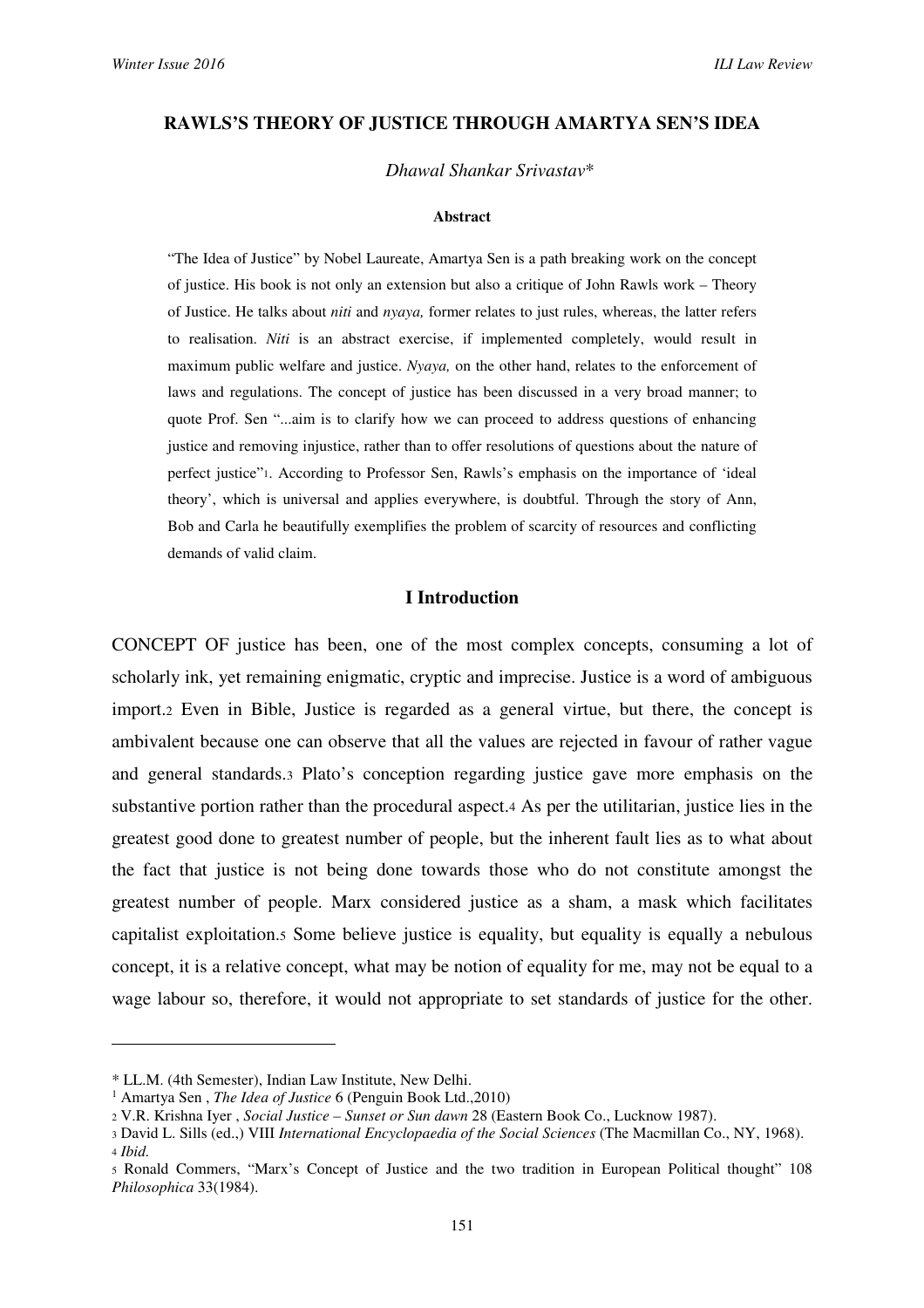# RAWLS'S THEORY OF JUSTICE THROUGH AMARTYA SEN'S IDEA

*Dhawal Shankar Srivastav**

**Abstract**

"The Idea of Justice" by Nobel Laureate, Amartya Sen is a path breaking work on the concept of justice. His book is not only an extension but also a critique of John Rawls work – Theory of Justice. He talks about *niti* and *nyaya,* former relates to just rules, whereas, the latter refers to realisation. *Niti* is an abstract exercise, if implemented completely, would result in maximum public welfare and justice. *Nyaya,* on the other hand, relates to the enforcement of laws and regulations. The concept of justice has been discussed in a very broad manner; to quote Prof. Sen "...aim is to clarify how we can proceed to address questions of enhancing justice and removing injustice, rather than to offer resolutions of questions about the nature of perfect justice"[1]. According to Professor Sen, Rawls's emphasis on the importance of 'ideal theory', which is universal and applies everywhere, is doubtful. Through the story of Ann, Bob and Carla he beautifully exemplifies the problem of scarcity of resources and conflicting demands of valid claim.

## I Introduction

CONCEPT OF justice has been, one of the most complex concepts, consuming a lot of scholarly ink, yet remaining enigmatic, cryptic and imprecise. Justice is a word of ambiguous import.[2] Even in Bible, Justice is regarded as a general virtue, but there, the concept is ambivalent because one can observe that all the values are rejected in favour of rather vague and general standards.[3] Plato's conception regarding justice gave more emphasis on the substantive portion rather than the procedural aspect.[4] As per the utilitarian, justice lies in the greatest good done to greatest number of people, but the inherent fault lies as to what about the fact that justice is not being done towards those who do not constitute amongst the greatest number of people. Marx considered justice as a sham, a mask which facilitates capitalist exploitation.[5] Some believe justice is equality, but equality is equally a nebulous concept, it is a relative concept, what may be notion of equality for me, may not be equal to a wage labour so, therefore, it would not appropriate to set standards of justice for the other.

---

\* LL.M. (4th Semester), Indian Law Institute, New Delhi.

[1] Amartya Sen , *The Idea of Justice* 6 (Penguin Book Ltd.,2010)

[2] V.R. Krishna Iyer , *Social Justice – Sunset or Sun dawn* 28 (Eastern Book Co., Lucknow 1987).

[3] David L. Sills (ed.,) VIII *International Encyclopaedia of the Social Sciences* (The Macmillan Co., NY, 1968).

[4] *Ibid.*

[5] Ronald Commers, "Marx's Concept of Justice and the two tradition in European Political thought" 108 *Philosophica* 33(1984).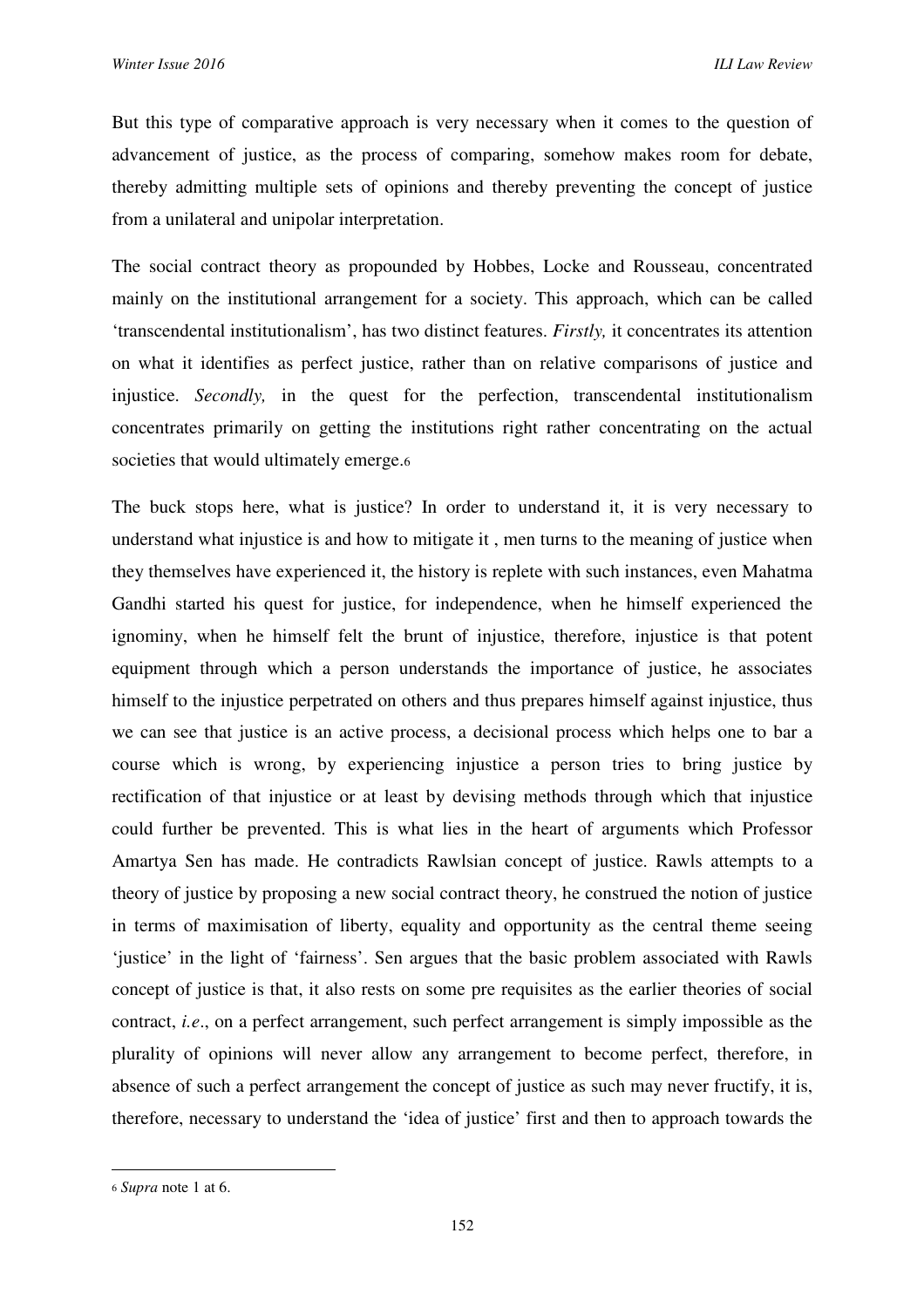But this type of comparative approach is very necessary when it comes to the question of advancement of justice, as the process of comparing, somehow makes room for debate, thereby admitting multiple sets of opinions and thereby preventing the concept of justice from a unilateral and unipolar interpretation.

The social contract theory as propounded by Hobbes, Locke and Rousseau, concentrated mainly on the institutional arrangement for a society. This approach, which can be called 'transcendental institutionalism', has two distinct features. *Firstly,* it concentrates its attention on what it identifies as perfect justice, rather than on relative comparisons of justice and injustice. *Secondly,* in the quest for the perfection, transcendental institutionalism concentrates primarily on getting the institutions right rather concentrating on the actual societies that would ultimately emerge.[6]

The buck stops here, what is justice? In order to understand it, it is very necessary to understand what injustice is and how to mitigate it , men turns to the meaning of justice when they themselves have experienced it, the history is replete with such instances, even Mahatma Gandhi started his quest for justice, for independence, when he himself experienced the ignominy, when he himself felt the brunt of injustice, therefore, injustice is that potent equipment through which a person understands the importance of justice, he associates himself to the injustice perpetrated on others and thus prepares himself against injustice, thus we can see that justice is an active process, a decisional process which helps one to bar a course which is wrong, by experiencing injustice a person tries to bring justice by rectification of that injustice or at least by devising methods through which that injustice could further be prevented. This is what lies in the heart of arguments which Professor Amartya Sen has made. He contradicts Rawlsian concept of justice. Rawls attempts to a theory of justice by proposing a new social contract theory, he construed the notion of justice in terms of maximisation of liberty, equality and opportunity as the central theme seeing 'justice' in the light of 'fairness'. Sen argues that the basic problem associated with Rawls concept of justice is that, it also rests on some pre requisites as the earlier theories of social contract, *i.e*., on a perfect arrangement, such perfect arrangement is simply impossible as the plurality of opinions will never allow any arrangement to become perfect, therefore, in absence of such a perfect arrangement the concept of justice as such may never fructify, it is, therefore, necessary to understand the 'idea of justice' first and then to approach towards the

---

[6] *Supra* note 1 at 6.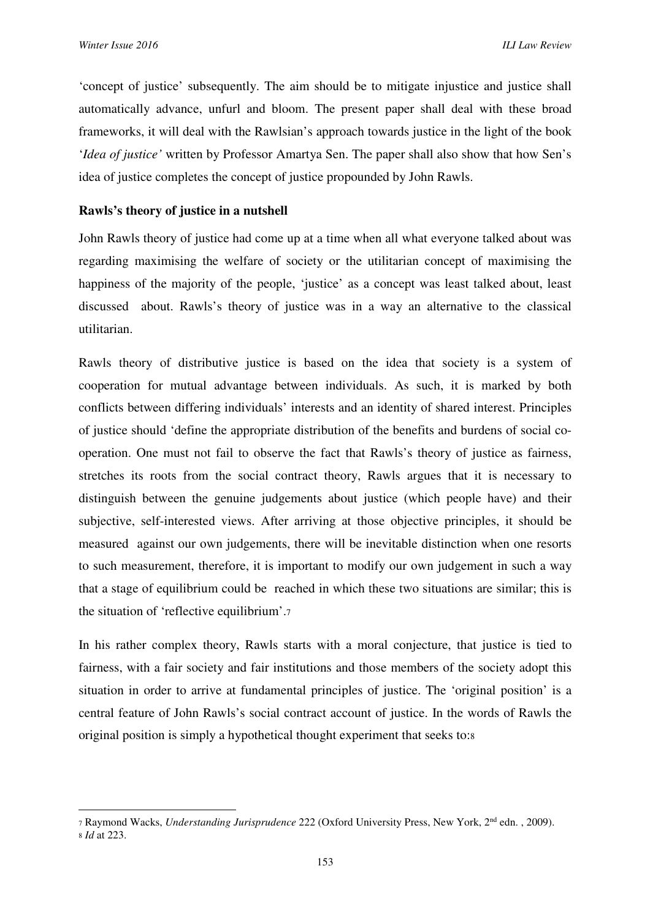'concept of justice' subsequently. The aim should be to mitigate injustice and justice shall automatically advance, unfurl and bloom. The present paper shall deal with these broad frameworks, it will deal with the Rawlsian's approach towards justice in the light of the book '*Idea of justice'* written by Professor Amartya Sen. The paper shall also show that how Sen's idea of justice completes the concept of justice propounded by John Rawls.

**Rawls's theory of justice in a nutshell**

John Rawls theory of justice had come up at a time when all what everyone talked about was regarding maximising the welfare of society or the utilitarian concept of maximising the happiness of the majority of the people, 'justice' as a concept was least talked about, least discussed about. Rawls's theory of justice was in a way an alternative to the classical utilitarian.

Rawls theory of distributive justice is based on the idea that society is a system of cooperation for mutual advantage between individuals. As such, it is marked by both conflicts between differing individuals' interests and an identity of shared interest. Principles of justice should 'define the appropriate distribution of the benefits and burdens of social co-operation. One must not fail to observe the fact that Rawls's theory of justice as fairness, stretches its roots from the social contract theory, Rawls argues that it is necessary to distinguish between the genuine judgements about justice (which people have) and their subjective, self-interested views. After arriving at those objective principles, it should be measured against our own judgements, there will be inevitable distinction when one resorts to such measurement, therefore, it is important to modify our own judgement in such a way that a stage of equilibrium could be reached in which these two situations are similar; this is the situation of 'reflective equilibrium'.[7]

In his rather complex theory, Rawls starts with a moral conjecture, that justice is tied to fairness, with a fair society and fair institutions and those members of the society adopt this situation in order to arrive at fundamental principles of justice. The 'original position' is a central feature of John Rawls's social contract account of justice. In the words of Rawls the original position is simply a hypothetical thought experiment that seeks to:[8]

---

[7] Raymond Wacks, *Understanding Jurisprudence* 222 (Oxford University Press, New York, 2nd edn. , 2009).
[8] *Id* at 223.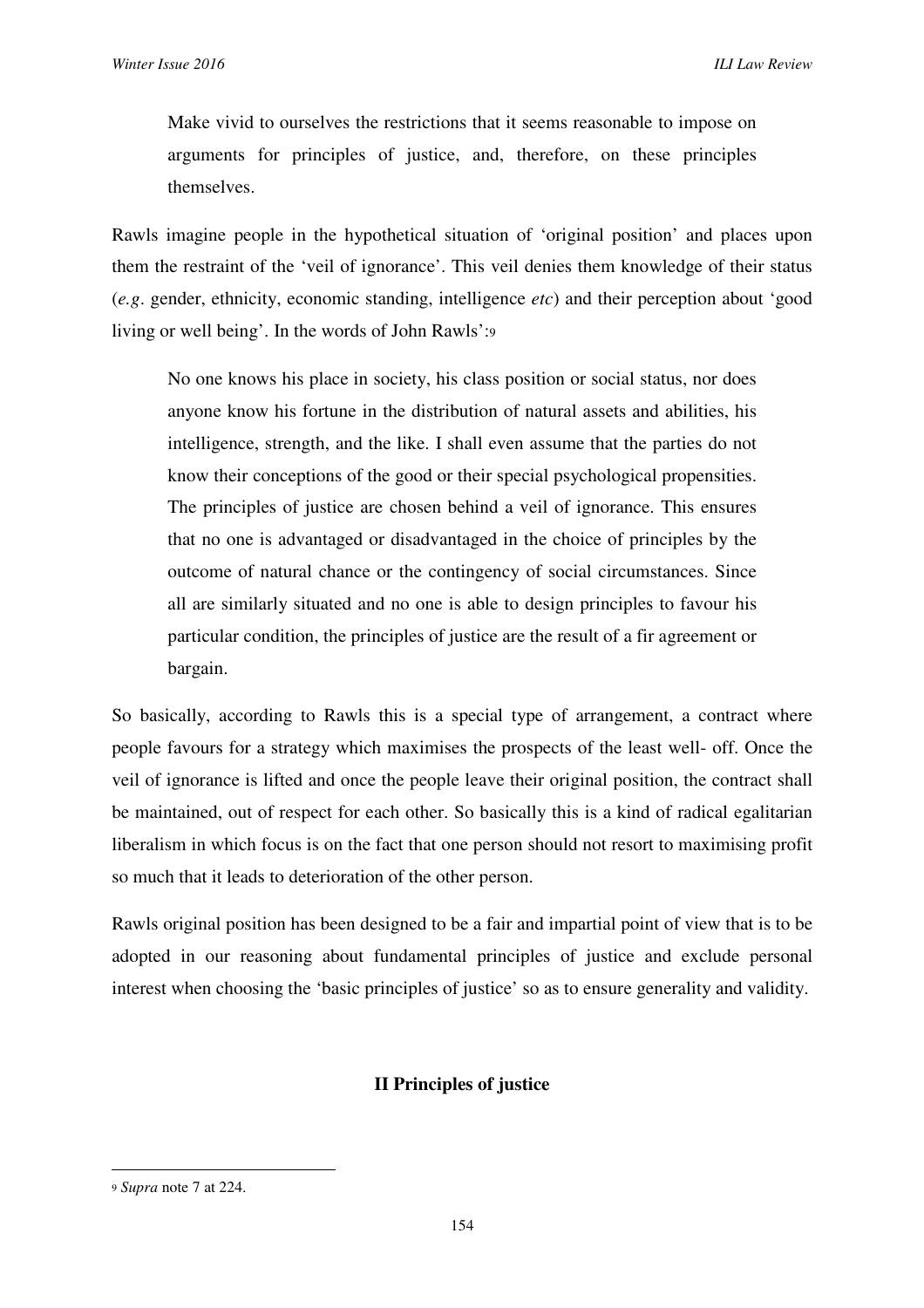> Make vivid to ourselves the restrictions that it seems reasonable to impose on arguments for principles of justice, and, therefore, on these principles themselves.

Rawls imagine people in the hypothetical situation of 'original position' and places upon them the restraint of the 'veil of ignorance'. This veil denies them knowledge of their status (*e.g*. gender, ethnicity, economic standing, intelligence *etc*) and their perception about 'good living or well being'. In the words of John Rawls':[9]

> No one knows his place in society, his class position or social status, nor does anyone know his fortune in the distribution of natural assets and abilities, his intelligence, strength, and the like. I shall even assume that the parties do not know their conceptions of the good or their special psychological propensities. The principles of justice are chosen behind a veil of ignorance. This ensures that no one is advantaged or disadvantaged in the choice of principles by the outcome of natural chance or the contingency of social circumstances. Since all are similarly situated and no one is able to design principles to favour his particular condition, the principles of justice are the result of a fir agreement or bargain.

So basically, according to Rawls this is a special type of arrangement, a contract where people favours for a strategy which maximises the prospects of the least well- off. Once the veil of ignorance is lifted and once the people leave their original position, the contract shall be maintained, out of respect for each other. So basically this is a kind of radical egalitarian liberalism in which focus is on the fact that one person should not resort to maximising profit so much that it leads to deterioration of the other person.

Rawls original position has been designed to be a fair and impartial point of view that is to be adopted in our reasoning about fundamental principles of justice and exclude personal interest when choosing the 'basic principles of justice' so as to ensure generality and validity.

## II Principles of justice

---

[9] *Supra* note 7 at 224.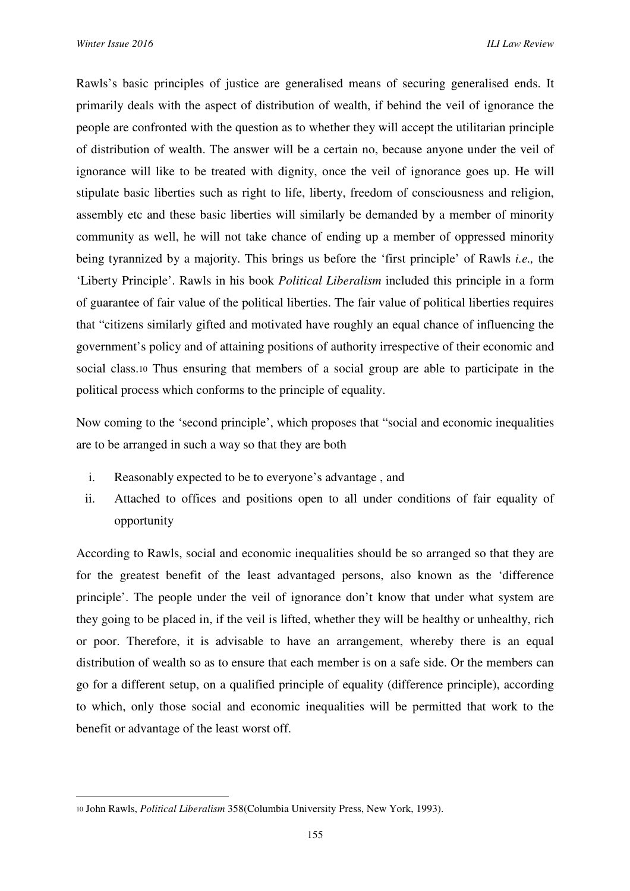Rawls's basic principles of justice are generalised means of securing generalised ends. It primarily deals with the aspect of distribution of wealth, if behind the veil of ignorance the people are confronted with the question as to whether they will accept the utilitarian principle of distribution of wealth. The answer will be a certain no, because anyone under the veil of ignorance will like to be treated with dignity, once the veil of ignorance goes up. He will stipulate basic liberties such as right to life, liberty, freedom of consciousness and religion, assembly etc and these basic liberties will similarly be demanded by a member of minority community as well, he will not take chance of ending up a member of oppressed minority being tyrannized by a majority. This brings us before the 'first principle' of Rawls *i.e.,* the 'Liberty Principle'. Rawls in his book *Political Liberalism* included this principle in a form of guarantee of fair value of the political liberties. The fair value of political liberties requires that "citizens similarly gifted and motivated have roughly an equal chance of influencing the government's policy and of attaining positions of authority irrespective of their economic and social class.[10] Thus ensuring that members of a social group are able to participate in the political process which conforms to the principle of equality.

Now coming to the 'second principle', which proposes that "social and economic inequalities are to be arranged in such a way so that they are both

i. Reasonably expected to be to everyone's advantage , and
ii. Attached to offices and positions open to all under conditions of fair equality of opportunity

According to Rawls, social and economic inequalities should be so arranged so that they are for the greatest benefit of the least advantaged persons, also known as the 'difference principle'. The people under the veil of ignorance don't know that under what system are they going to be placed in, if the veil is lifted, whether they will be healthy or unhealthy, rich or poor. Therefore, it is advisable to have an arrangement, whereby there is an equal distribution of wealth so as to ensure that each member is on a safe side. Or the members can go for a different setup, on a qualified principle of equality (difference principle), according to which, only those social and economic inequalities will be permitted that work to the benefit or advantage of the least worst off.

---

[10] John Rawls, *Political Liberalism* 358(Columbia University Press, New York, 1993).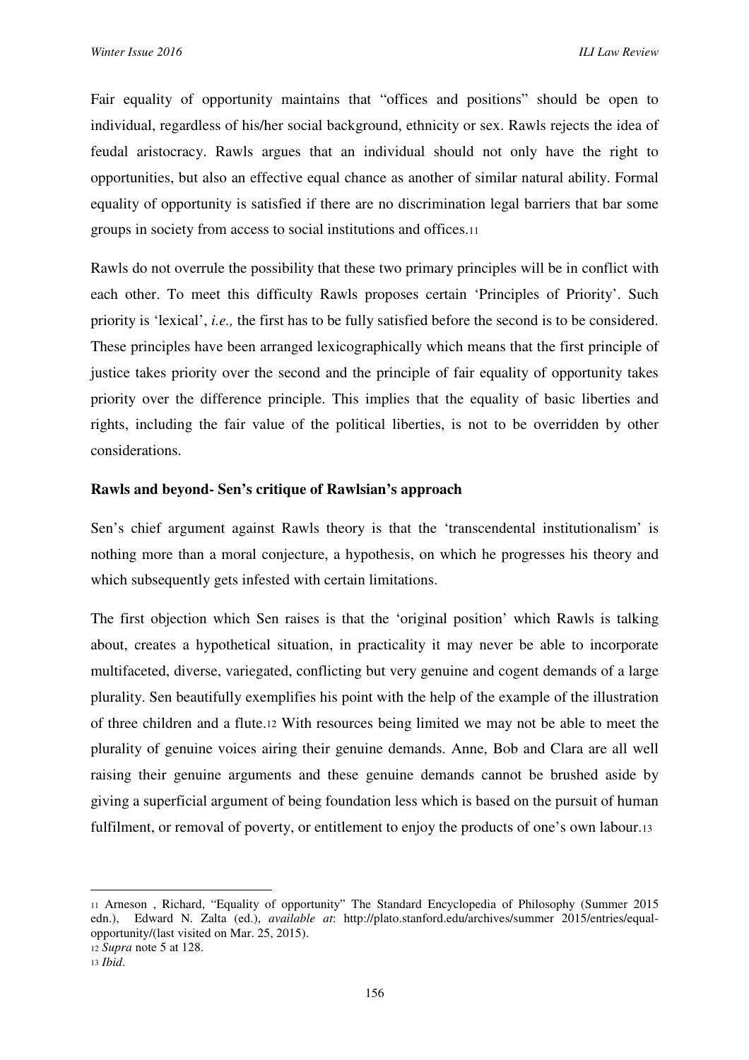Fair equality of opportunity maintains that "offices and positions" should be open to individual, regardless of his/her social background, ethnicity or sex. Rawls rejects the idea of feudal aristocracy. Rawls argues that an individual should not only have the right to opportunities, but also an effective equal chance as another of similar natural ability. Formal equality of opportunity is satisfied if there are no discrimination legal barriers that bar some groups in society from access to social institutions and offices.[11]

Rawls do not overrule the possibility that these two primary principles will be in conflict with each other. To meet this difficulty Rawls proposes certain 'Principles of Priority'. Such priority is 'lexical', *i.e.,* the first has to be fully satisfied before the second is to be considered. These principles have been arranged lexicographically which means that the first principle of justice takes priority over the second and the principle of fair equality of opportunity takes priority over the difference principle. This implies that the equality of basic liberties and rights, including the fair value of the political liberties, is not to be overridden by other considerations.

**Rawls and beyond- Sen's critique of Rawlsian's approach**

Sen's chief argument against Rawls theory is that the 'transcendental institutionalism' is nothing more than a moral conjecture, a hypothesis, on which he progresses his theory and which subsequently gets infested with certain limitations.

The first objection which Sen raises is that the 'original position' which Rawls is talking about, creates a hypothetical situation, in practicality it may never be able to incorporate multifaceted, diverse, variegated, conflicting but very genuine and cogent demands of a large plurality. Sen beautifully exemplifies his point with the help of the example of the illustration of three children and a flute.[12] With resources being limited we may not be able to meet the plurality of genuine voices airing their genuine demands. Anne, Bob and Clara are all well raising their genuine arguments and these genuine demands cannot be brushed aside by giving a superficial argument of being foundation less which is based on the pursuit of human fulfilment, or removal of poverty, or entitlement to enjoy the products of one's own labour.[13]

---

[11] Arneson , Richard, "Equality of opportunity" The Standard Encyclopedia of Philosophy (Summer 2015 edn.), Edward N. Zalta (ed.), *available at*: http://plato.stanford.edu/archives/summer 2015/entries/equal-opportunity/(last visited on Mar. 25, 2015).

[12] *Supra* note 5 at 128.

[13] *Ibid*.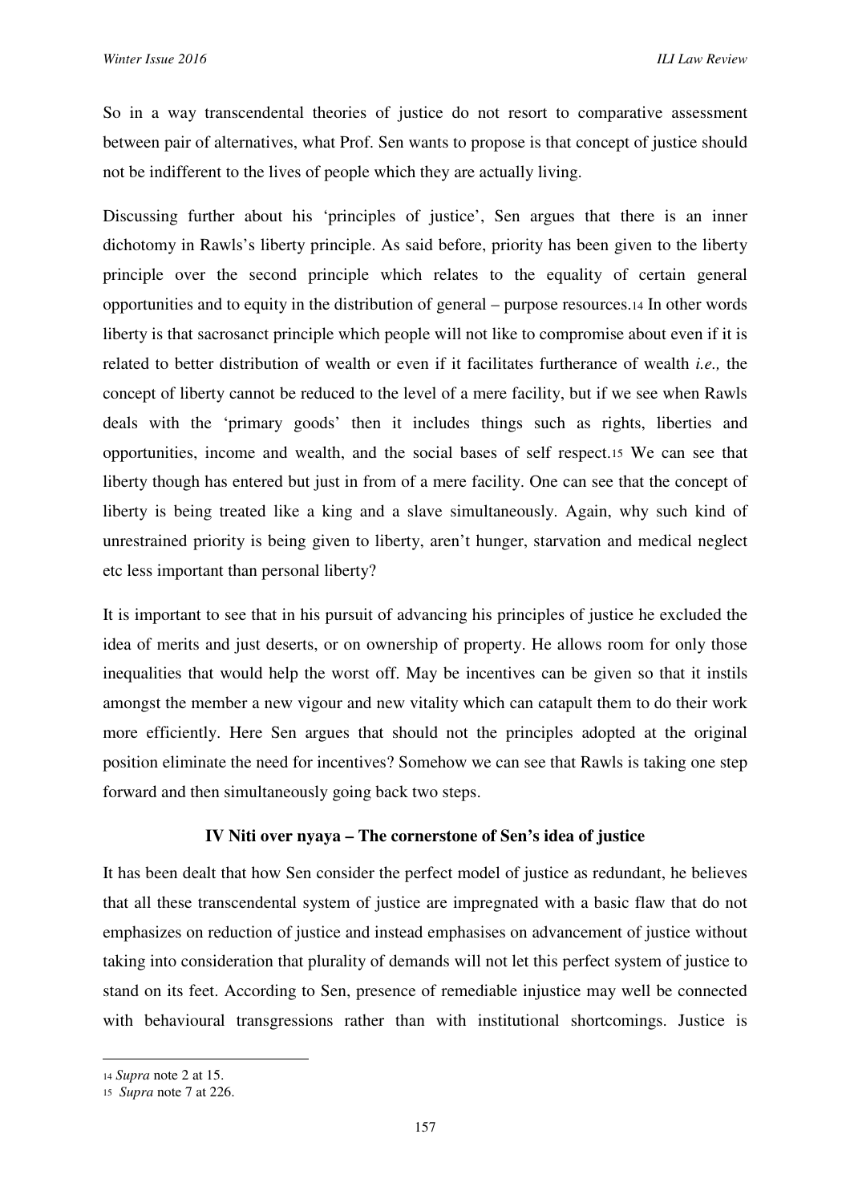So in a way transcendental theories of justice do not resort to comparative assessment between pair of alternatives, what Prof. Sen wants to propose is that concept of justice should not be indifferent to the lives of people which they are actually living.

Discussing further about his 'principles of justice', Sen argues that there is an inner dichotomy in Rawls's liberty principle. As said before, priority has been given to the liberty principle over the second principle which relates to the equality of certain general opportunities and to equity in the distribution of general – purpose resources.[14] In other words liberty is that sacrosanct principle which people will not like to compromise about even if it is related to better distribution of wealth or even if it facilitates furtherance of wealth *i.e.,* the concept of liberty cannot be reduced to the level of a mere facility, but if we see when Rawls deals with the 'primary goods' then it includes things such as rights, liberties and opportunities, income and wealth, and the social bases of self respect.[15] We can see that liberty though has entered but just in from of a mere facility. One can see that the concept of liberty is being treated like a king and a slave simultaneously. Again, why such kind of unrestrained priority is being given to liberty, aren't hunger, starvation and medical neglect etc less important than personal liberty?

It is important to see that in his pursuit of advancing his principles of justice he excluded the idea of merits and just deserts, or on ownership of property. He allows room for only those inequalities that would help the worst off. May be incentives can be given so that it instils amongst the member a new vigour and new vitality which can catapult them to do their work more efficiently. Here Sen argues that should not the principles adopted at the original position eliminate the need for incentives? Somehow we can see that Rawls is taking one step forward and then simultaneously going back two steps.

## IV Niti over nyaya – The cornerstone of Sen's idea of justice

It has been dealt that how Sen consider the perfect model of justice as redundant, he believes that all these transcendental system of justice are impregnated with a basic flaw that do not emphasizes on reduction of justice and instead emphasises on advancement of justice without taking into consideration that plurality of demands will not let this perfect system of justice to stand on its feet. According to Sen, presence of remediable injustice may well be connected with behavioural transgressions rather than with institutional shortcomings. Justice is

---

[14] *Supra* note 2 at 15.

[15] *Supra* note 7 at 226.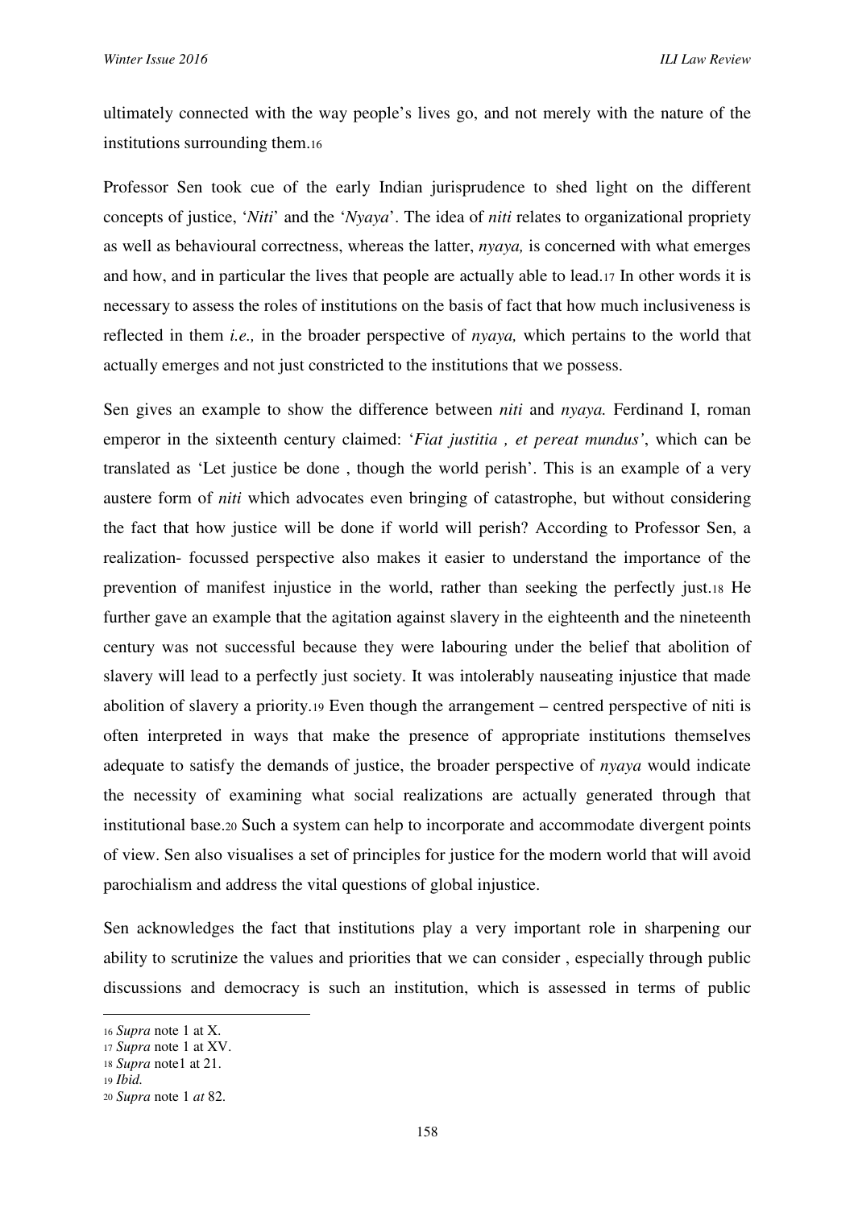ultimately connected with the way people's lives go, and not merely with the nature of the institutions surrounding them.[16]

Professor Sen took cue of the early Indian jurisprudence to shed light on the different concepts of justice, '*Niti*' and the '*Nyaya*'. The idea of *niti* relates to organizational propriety as well as behavioural correctness, whereas the latter, *nyaya,* is concerned with what emerges and how, and in particular the lives that people are actually able to lead.[17] In other words it is necessary to assess the roles of institutions on the basis of fact that how much inclusiveness is reflected in them *i.e.,* in the broader perspective of *nyaya,* which pertains to the world that actually emerges and not just constricted to the institutions that we possess.

Sen gives an example to show the difference between *niti* and *nyaya.* Ferdinand I, roman emperor in the sixteenth century claimed: '*Fiat justitia , et pereat mundus'*, which can be translated as 'Let justice be done , though the world perish'. This is an example of a very austere form of *niti* which advocates even bringing of catastrophe, but without considering the fact that how justice will be done if world will perish? According to Professor Sen, a realization- focussed perspective also makes it easier to understand the importance of the prevention of manifest injustice in the world, rather than seeking the perfectly just.[18] He further gave an example that the agitation against slavery in the eighteenth and the nineteenth century was not successful because they were labouring under the belief that abolition of slavery will lead to a perfectly just society. It was intolerably nauseating injustice that made abolition of slavery a priority.[19] Even though the arrangement – centred perspective of niti is often interpreted in ways that make the presence of appropriate institutions themselves adequate to satisfy the demands of justice, the broader perspective of *nyaya* would indicate the necessity of examining what social realizations are actually generated through that institutional base.[20] Such a system can help to incorporate and accommodate divergent points of view. Sen also visualises a set of principles for justice for the modern world that will avoid parochialism and address the vital questions of global injustice.

Sen acknowledges the fact that institutions play a very important role in sharpening our ability to scrutinize the values and priorities that we can consider , especially through public discussions and democracy is such an institution, which is assessed in terms of public

---

[16] *Supra* note 1 at X.

[17] *Supra* note 1 at XV.

[18] *Supra* note1 at 21.

[19] *Ibid.*

[20] *Supra* note 1 *at* 82.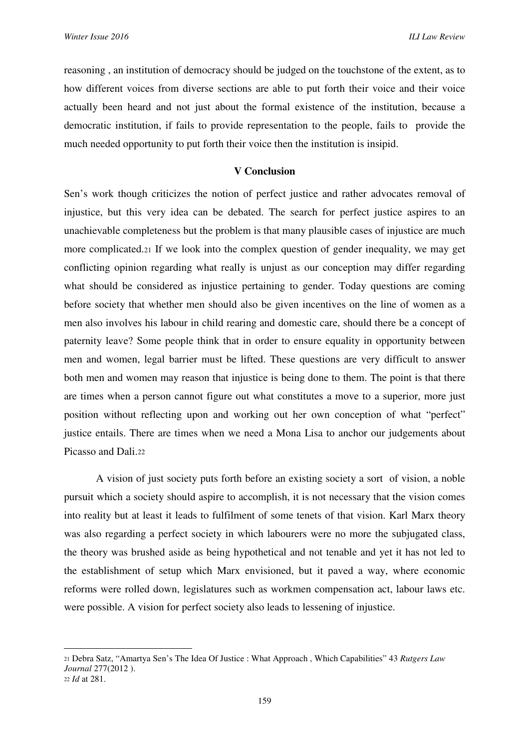reasoning , an institution of democracy should be judged on the touchstone of the extent, as to how different voices from diverse sections are able to put forth their voice and their voice actually been heard and not just about the formal existence of the institution, because a democratic institution, if fails to provide representation to the people, fails to provide the much needed opportunity to put forth their voice then the institution is insipid.

## V Conclusion

Sen's work though criticizes the notion of perfect justice and rather advocates removal of injustice, but this very idea can be debated. The search for perfect justice aspires to an unachievable completeness but the problem is that many plausible cases of injustice are much more complicated.[21] If we look into the complex question of gender inequality, we may get conflicting opinion regarding what really is unjust as our conception may differ regarding what should be considered as injustice pertaining to gender. Today questions are coming before society that whether men should also be given incentives on the line of women as a men also involves his labour in child rearing and domestic care, should there be a concept of paternity leave? Some people think that in order to ensure equality in opportunity between men and women, legal barrier must be lifted. These questions are very difficult to answer both men and women may reason that injustice is being done to them. The point is that there are times when a person cannot figure out what constitutes a move to a superior, more just position without reflecting upon and working out her own conception of what "perfect" justice entails. There are times when we need a Mona Lisa to anchor our judgements about Picasso and Dali.[22]

A vision of just society puts forth before an existing society a sort of vision, a noble pursuit which a society should aspire to accomplish, it is not necessary that the vision comes into reality but at least it leads to fulfilment of some tenets of that vision. Karl Marx theory was also regarding a perfect society in which labourers were no more the subjugated class, the theory was brushed aside as being hypothetical and not tenable and yet it has not led to the establishment of setup which Marx envisioned, but it paved a way, where economic reforms were rolled down, legislatures such as workmen compensation act, labour laws etc. were possible. A vision for perfect society also leads to lessening of injustice.

---

[21] Debra Satz, "Amartya Sen's The Idea Of Justice : What Approach , Which Capabilities" 43 *Rutgers Law Journal* 277(2012 ).

[22] *Id* at 281.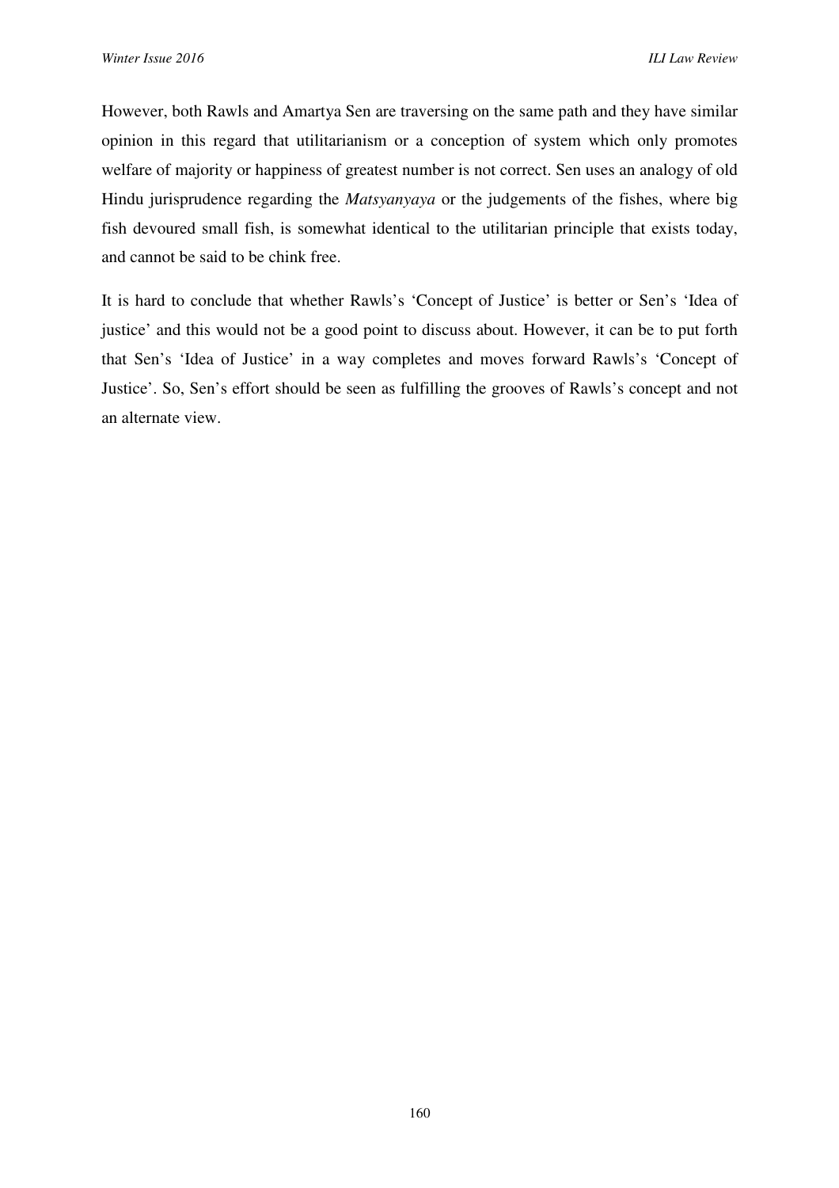However, both Rawls and Amartya Sen are traversing on the same path and they have similar opinion in this regard that utilitarianism or a conception of system which only promotes welfare of majority or happiness of greatest number is not correct. Sen uses an analogy of old Hindu jurisprudence regarding the *Matsyanyaya* or the judgements of the fishes, where big fish devoured small fish, is somewhat identical to the utilitarian principle that exists today, and cannot be said to be chink free.

It is hard to conclude that whether Rawls's 'Concept of Justice' is better or Sen's 'Idea of justice' and this would not be a good point to discuss about. However, it can be to put forth that Sen's 'Idea of Justice' in a way completes and moves forward Rawls's 'Concept of Justice'. So, Sen's effort should be seen as fulfilling the grooves of Rawls's concept and not an alternate view.